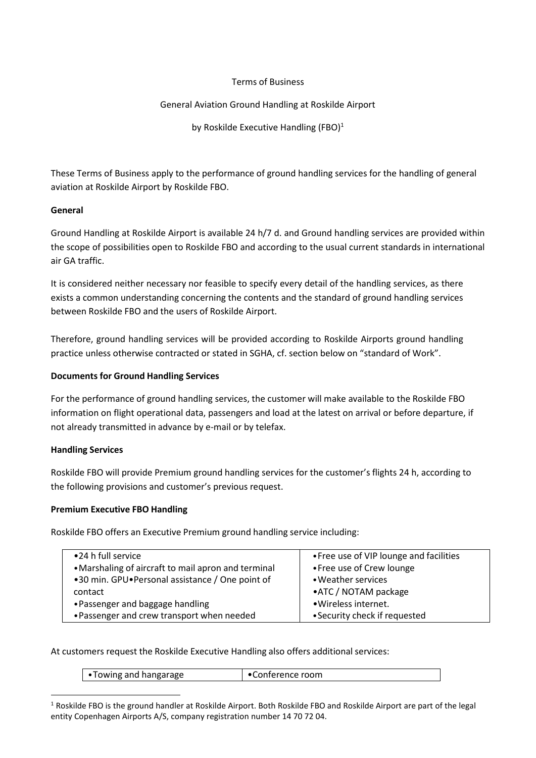Terms of Business

General Aviation Ground Handling at Roskilde Airport

by Roskilde Executive Handling (FBO)[1]

These Terms of Business apply to the performance of ground handling services for the handling of general aviation at Roskilde Airport by Roskilde FBO.

**General**

Ground Handling at Roskilde Airport is available 24 h/7 d. and Ground handling services are provided within the scope of possibilities open to Roskilde FBO and according to the usual current standards in international air GA traffic.

It is considered neither necessary nor feasible to specify every detail of the handling services, as there exists a common understanding concerning the contents and the standard of ground handling services between Roskilde FBO and the users of Roskilde Airport.

Therefore, ground handling services will be provided according to Roskilde Airports ground handling practice unless otherwise contracted or stated in SGHA, cf. section below on "standard of Work".

**Documents for Ground Handling Services**

For the performance of ground handling services, the customer will make available to the Roskilde FBO information on flight operational data, passengers and load at the latest on arrival or before departure, if not already transmitted in advance by e-mail or by telefax.

**Handling Services**

Roskilde FBO will provide Premium ground handling services for the customer's flights 24 h, according to the following provisions and customer's previous request.

**Premium Executive FBO Handling**

Roskilde FBO offers an Executive Premium ground handling service including:

| | |
|---|---|
| •24 h full service<br>•Marshaling of aircraft to mail apron and terminal<br>•30 min. GPU•Personal assistance / One point of contact<br>•Passenger and baggage handling<br>•Passenger and crew transport when needed | •Free use of VIP lounge and facilities<br>•Free use of Crew lounge<br>•Weather services<br>•ATC / NOTAM package<br>•Wireless internet.<br>•Security check if requested |

At customers request the Roskilde Executive Handling also offers additional services:

| | |
|---|---|
| •Towing and hangarage | •Conference room |

[1] Roskilde FBO is the ground handler at Roskilde Airport. Both Roskilde FBO and Roskilde Airport are part of the legal entity Copenhagen Airports A/S, company registration number 14 70 72 04.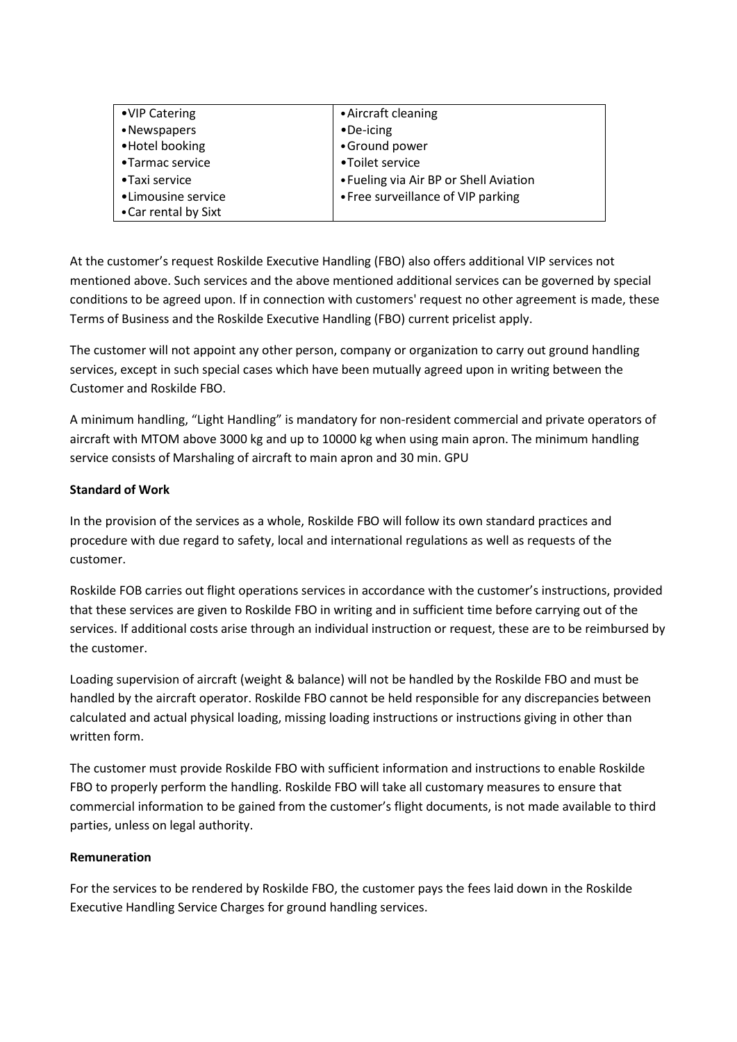| •VIP Catering | •Aircraft cleaning |
|---|---|
| •Newspapers | •De-icing |
| •Hotel booking | •Ground power |
| •Tarmac service | •Toilet service |
| •Taxi service | •Fueling via Air BP or Shell Aviation |
| •Limousine service | •Free surveillance of VIP parking |
| •Car rental by Sixt | |

At the customer's request Roskilde Executive Handling (FBO) also offers additional VIP services not mentioned above. Such services and the above mentioned additional services can be governed by special conditions to be agreed upon. If in connection with customers' request no other agreement is made, these Terms of Business and the Roskilde Executive Handling (FBO) current pricelist apply.

The customer will not appoint any other person, company or organization to carry out ground handling services, except in such special cases which have been mutually agreed upon in writing between the Customer and Roskilde FBO.

A minimum handling, "Light Handling" is mandatory for non-resident commercial and private operators of aircraft with MTOM above 3000 kg and up to 10000 kg when using main apron. The minimum handling service consists of Marshaling of aircraft to main apron and 30 min. GPU

**Standard of Work**

In the provision of the services as a whole, Roskilde FBO will follow its own standard practices and procedure with due regard to safety, local and international regulations as well as requests of the customer.

Roskilde FOB carries out flight operations services in accordance with the customer's instructions, provided that these services are given to Roskilde FBO in writing and in sufficient time before carrying out of the services. If additional costs arise through an individual instruction or request, these are to be reimbursed by the customer.

Loading supervision of aircraft (weight & balance) will not be handled by the Roskilde FBO and must be handled by the aircraft operator. Roskilde FBO cannot be held responsible for any discrepancies between calculated and actual physical loading, missing loading instructions or instructions giving in other than written form.

The customer must provide Roskilde FBO with sufficient information and instructions to enable Roskilde FBO to properly perform the handling. Roskilde FBO will take all customary measures to ensure that commercial information to be gained from the customer's flight documents, is not made available to third parties, unless on legal authority.

**Remuneration**

For the services to be rendered by Roskilde FBO, the customer pays the fees laid down in the Roskilde Executive Handling Service Charges for ground handling services.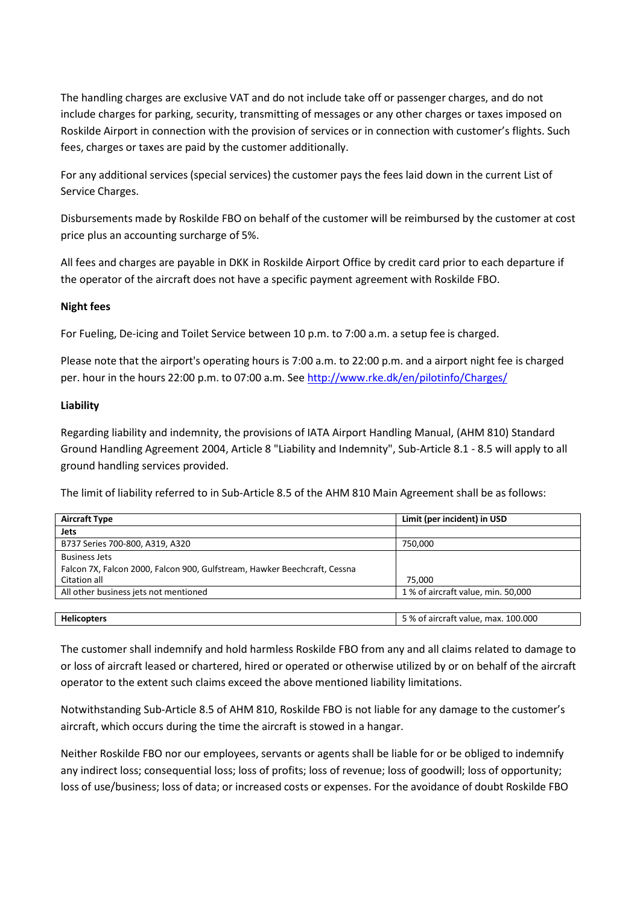The handling charges are exclusive VAT and do not include take off or passenger charges, and do not include charges for parking, security, transmitting of messages or any other charges or taxes imposed on Roskilde Airport in connection with the provision of services or in connection with customer's flights. Such fees, charges or taxes are paid by the customer additionally.

For any additional services (special services) the customer pays the fees laid down in the current List of Service Charges.

Disbursements made by Roskilde FBO on behalf of the customer will be reimbursed by the customer at cost price plus an accounting surcharge of 5%.

All fees and charges are payable in DKK in Roskilde Airport Office by credit card prior to each departure if the operator of the aircraft does not have a specific payment agreement with Roskilde FBO.

**Night fees**

For Fueling, De-icing and Toilet Service between 10 p.m. to 7:00 a.m. a setup fee is charged.

Please note that the airport's operating hours is 7:00 a.m. to 22:00 p.m. and a airport night fee is charged per. hour in the hours 22:00 p.m. to 07:00 a.m. See http://www.rke.dk/en/pilotinfo/Charges/

**Liability**

Regarding liability and indemnity, the provisions of IATA Airport Handling Manual, (AHM 810) Standard Ground Handling Agreement 2004, Article 8 "Liability and Indemnity", Sub-Article 8.1 - 8.5 will apply to all ground handling services provided.

The limit of liability referred to in Sub-Article 8.5 of the AHM 810 Main Agreement shall be as follows:

| Aircraft Type | Limit (per incident) in USD |
|---|---|
| **Jets** | |
| B737 Series 700-800, A319, A320 | 750,000 |
| Business Jets<br>Falcon 7X, Falcon 2000, Falcon 900, Gulfstream, Hawker Beechcraft, Cessna Citation all | 75,000 |
| All other business jets not mentioned | 1 % of aircraft value, min. 50,000 |
| **Helicopters** | 5 % of aircraft value, max. 100.000 |

The customer shall indemnify and hold harmless Roskilde FBO from any and all claims related to damage to or loss of aircraft leased or chartered, hired or operated or otherwise utilized by or on behalf of the aircraft operator to the extent such claims exceed the above mentioned liability limitations.

Notwithstanding Sub-Article 8.5 of AHM 810, Roskilde FBO is not liable for any damage to the customer's aircraft, which occurs during the time the aircraft is stowed in a hangar.

Neither Roskilde FBO nor our employees, servants or agents shall be liable for or be obliged to indemnify any indirect loss; consequential loss; loss of profits; loss of revenue; loss of goodwill; loss of opportunity; loss of use/business; loss of data; or increased costs or expenses. For the avoidance of doubt Roskilde FBO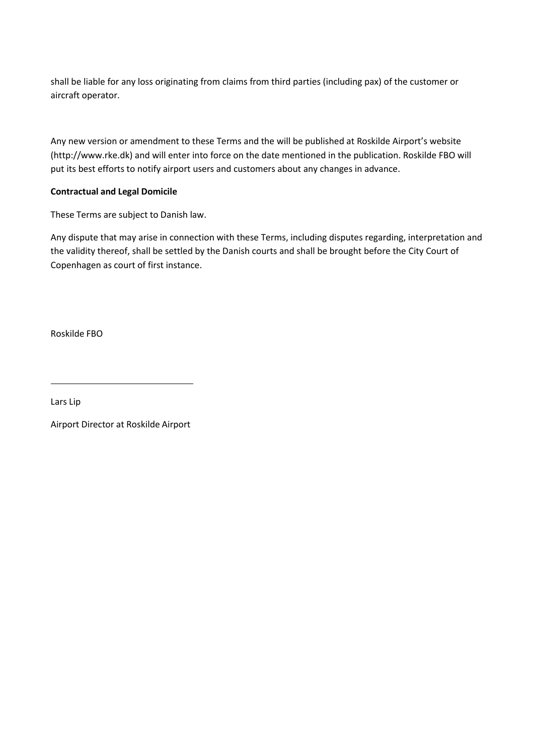shall be liable for any loss originating from claims from third parties (including pax) of the customer or aircraft operator.

Any new version or amendment to these Terms and the will be published at Roskilde Airport's website (http://www.rke.dk) and will enter into force on the date mentioned in the publication. Roskilde FBO will put its best efforts to notify airport users and customers about any changes in advance.

**Contractual and Legal Domicile**

These Terms are subject to Danish law.

Any dispute that may arise in connection with these Terms, including disputes regarding, interpretation and the validity thereof, shall be settled by the Danish courts and shall be brought before the City Court of Copenhagen as court of first instance.

Roskilde FBO

\_\_\_\_\_\_\_\_\_\_\_\_\_\_\_\_\_\_\_\_\_\_\_\_\_\_\_\_\_\_

Lars Lip

Airport Director at Roskilde Airport